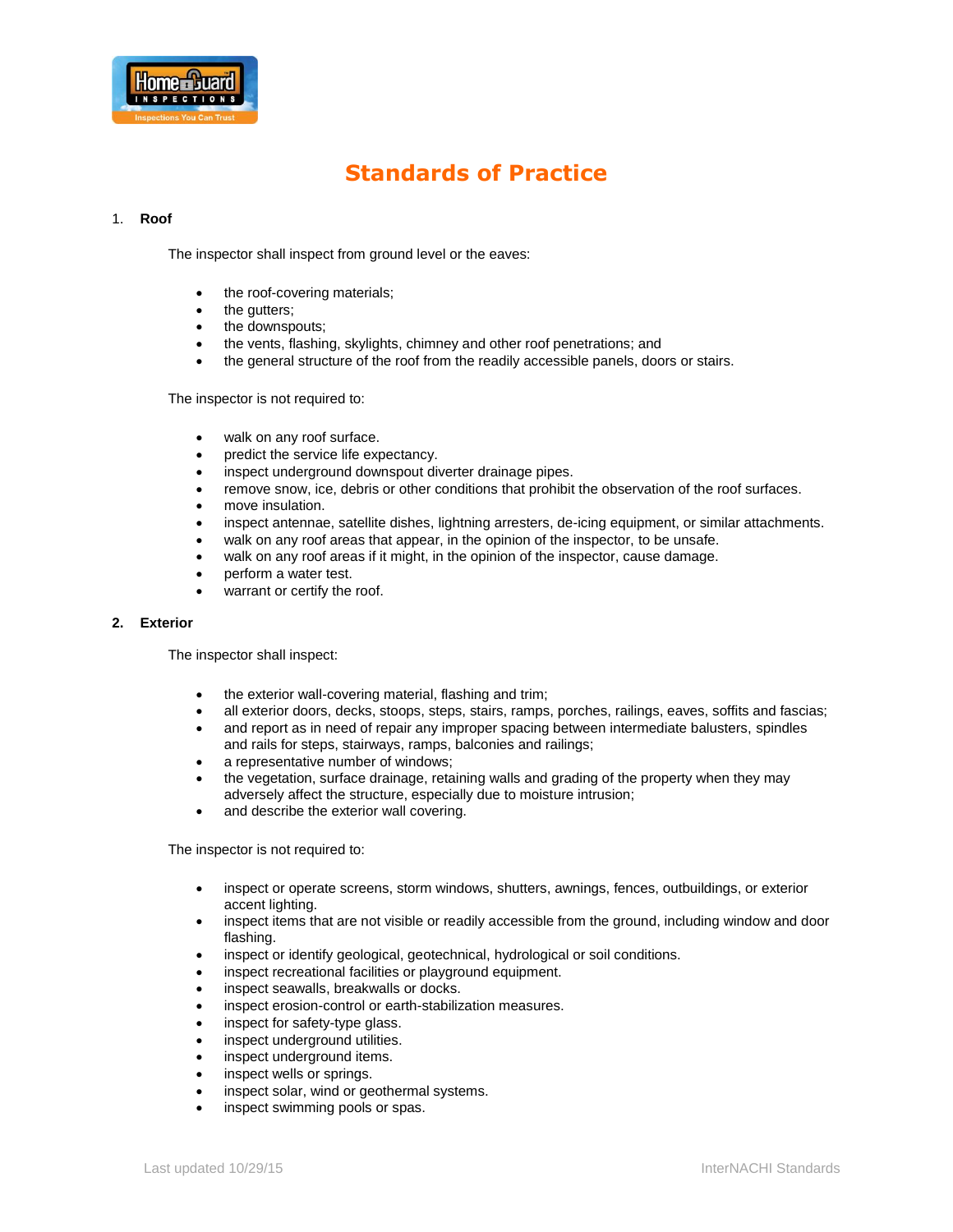# Standards of Practice

1. **Roof**

The inspector shall inspect from ground level or the eaves:

- the roof-covering materials;
- the gutters;
- the downspouts;
- the vents, flashing, skylights, chimney and other roof penetrations; and
- the general structure of the roof from the readily accessible panels, doors or stairs.

The inspector is not required to:

- walk on any roof surface.
- predict the service life expectancy.
- inspect underground downspout diverter drainage pipes.
- remove snow, ice, debris or other conditions that prohibit the observation of the roof surfaces.
- move insulation.
- inspect antennae, satellite dishes, lightning arresters, de-icing equipment, or similar attachments.
- walk on any roof areas that appear, in the opinion of the inspector, to be unsafe.
- walk on any roof areas if it might, in the opinion of the inspector, cause damage.
- perform a water test.
- warrant or certify the roof.

2. **Exterior**

The inspector shall inspect:

- the exterior wall-covering material, flashing and trim;
- all exterior doors, decks, stoops, steps, stairs, ramps, porches, railings, eaves, soffits and fascias;
- and report as in need of repair any improper spacing between intermediate balusters, spindles and rails for steps, stairways, ramps, balconies and railings;
- a representative number of windows;
- the vegetation, surface drainage, retaining walls and grading of the property when they may adversely affect the structure, especially due to moisture intrusion;
- and describe the exterior wall covering.

The inspector is not required to:

- inspect or operate screens, storm windows, shutters, awnings, fences, outbuildings, or exterior accent lighting.
- inspect items that are not visible or readily accessible from the ground, including window and door flashing.
- inspect or identify geological, geotechnical, hydrological or soil conditions.
- inspect recreational facilities or playground equipment.
- inspect seawalls, breakwalls or docks.
- inspect erosion-control or earth-stabilization measures.
- inspect for safety-type glass.
- inspect underground utilities.
- inspect underground items.
- inspect wells or springs.
- inspect solar, wind or geothermal systems.
- inspect swimming pools or spas.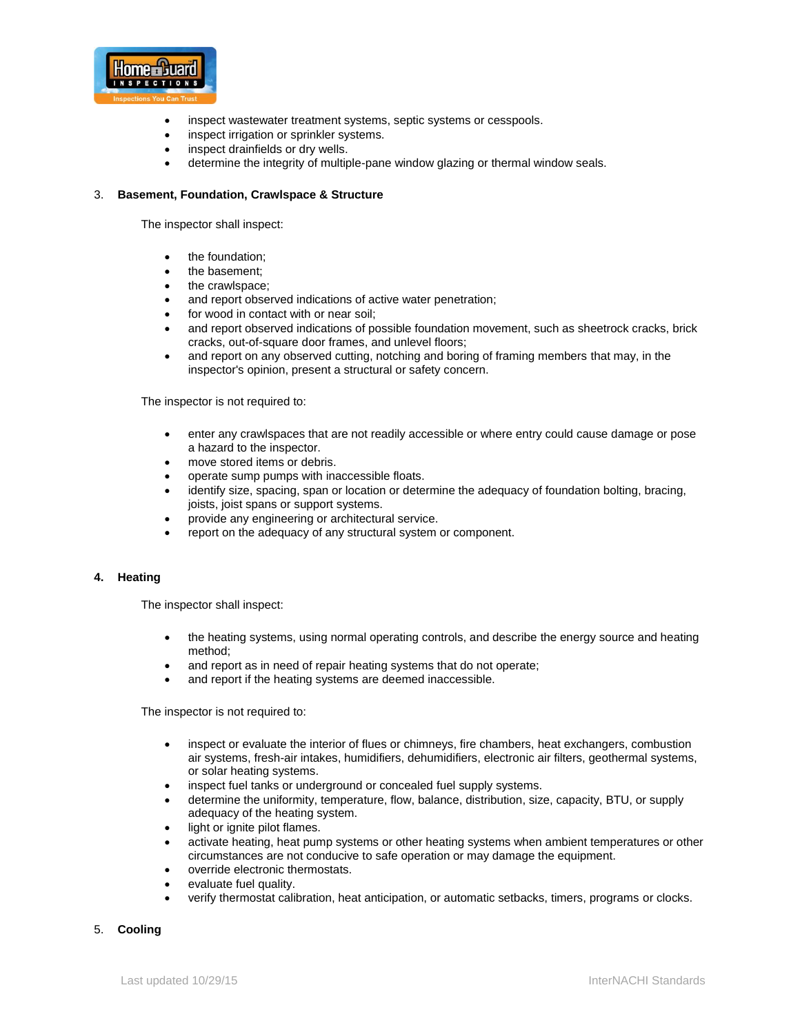- inspect wastewater treatment systems, septic systems or cesspools.
- inspect irrigation or sprinkler systems.
- inspect drainfields or dry wells.
- determine the integrity of multiple-pane window glazing or thermal window seals.

3. **Basement, Foundation, Crawlspace & Structure**

The inspector shall inspect:

- the foundation;
- the basement;
- the crawlspace;
- and report observed indications of active water penetration;
- for wood in contact with or near soil;
- and report observed indications of possible foundation movement, such as sheetrock cracks, brick cracks, out-of-square door frames, and unlevel floors;
- and report on any observed cutting, notching and boring of framing members that may, in the inspector's opinion, present a structural or safety concern.

The inspector is not required to:

- enter any crawlspaces that are not readily accessible or where entry could cause damage or pose a hazard to the inspector.
- move stored items or debris.
- operate sump pumps with inaccessible floats.
- identify size, spacing, span or location or determine the adequacy of foundation bolting, bracing, joists, joist spans or support systems.
- provide any engineering or architectural service.
- report on the adequacy of any structural system or component.

4. **Heating**

The inspector shall inspect:

- the heating systems, using normal operating controls, and describe the energy source and heating method;
- and report as in need of repair heating systems that do not operate;
- and report if the heating systems are deemed inaccessible.

The inspector is not required to:

- inspect or evaluate the interior of flues or chimneys, fire chambers, heat exchangers, combustion air systems, fresh-air intakes, humidifiers, dehumidifiers, electronic air filters, geothermal systems, or solar heating systems.
- inspect fuel tanks or underground or concealed fuel supply systems.
- determine the uniformity, temperature, flow, balance, distribution, size, capacity, BTU, or supply adequacy of the heating system.
- light or ignite pilot flames.
- activate heating, heat pump systems or other heating systems when ambient temperatures or other circumstances are not conducive to safe operation or may damage the equipment.
- override electronic thermostats.
- evaluate fuel quality.
- verify thermostat calibration, heat anticipation, or automatic setbacks, timers, programs or clocks.

5. **Cooling**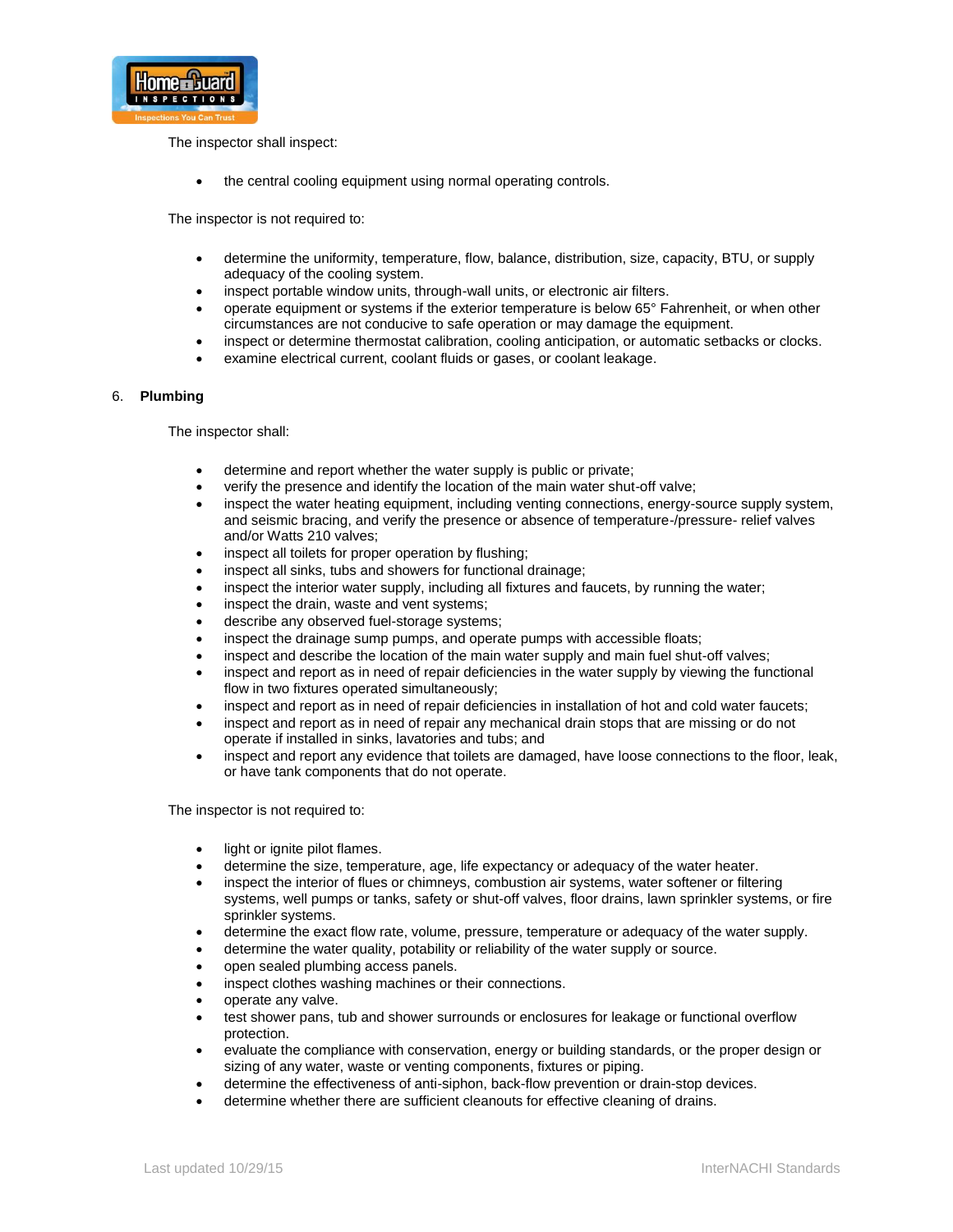The inspector shall inspect:

- the central cooling equipment using normal operating controls.

The inspector is not required to:

- determine the uniformity, temperature, flow, balance, distribution, size, capacity, BTU, or supply adequacy of the cooling system.
- inspect portable window units, through-wall units, or electronic air filters.
- operate equipment or systems if the exterior temperature is below 65° Fahrenheit, or when other circumstances are not conducive to safe operation or may damage the equipment.
- inspect or determine thermostat calibration, cooling anticipation, or automatic setbacks or clocks.
- examine electrical current, coolant fluids or gases, or coolant leakage.

6. **Plumbing**

The inspector shall:

- determine and report whether the water supply is public or private;
- verify the presence and identify the location of the main water shut-off valve;
- inspect the water heating equipment, including venting connections, energy-source supply system, and seismic bracing, and verify the presence or absence of temperature-/pressure- relief valves and/or Watts 210 valves;
- inspect all toilets for proper operation by flushing;
- inspect all sinks, tubs and showers for functional drainage;
- inspect the interior water supply, including all fixtures and faucets, by running the water;
- inspect the drain, waste and vent systems;
- describe any observed fuel-storage systems;
- inspect the drainage sump pumps, and operate pumps with accessible floats;
- inspect and describe the location of the main water supply and main fuel shut-off valves;
- inspect and report as in need of repair deficiencies in the water supply by viewing the functional flow in two fixtures operated simultaneously;
- inspect and report as in need of repair deficiencies in installation of hot and cold water faucets;
- inspect and report as in need of repair any mechanical drain stops that are missing or do not operate if installed in sinks, lavatories and tubs; and
- inspect and report any evidence that toilets are damaged, have loose connections to the floor, leak, or have tank components that do not operate.

The inspector is not required to:

- light or ignite pilot flames.
- determine the size, temperature, age, life expectancy or adequacy of the water heater.
- inspect the interior of flues or chimneys, combustion air systems, water softener or filtering systems, well pumps or tanks, safety or shut-off valves, floor drains, lawn sprinkler systems, or fire sprinkler systems.
- determine the exact flow rate, volume, pressure, temperature or adequacy of the water supply.
- determine the water quality, potability or reliability of the water supply or source.
- open sealed plumbing access panels.
- inspect clothes washing machines or their connections.
- operate any valve.
- test shower pans, tub and shower surrounds or enclosures for leakage or functional overflow protection.
- evaluate the compliance with conservation, energy or building standards, or the proper design or sizing of any water, waste or venting components, fixtures or piping.
- determine the effectiveness of anti-siphon, back-flow prevention or drain-stop devices.
- determine whether there are sufficient cleanouts for effective cleaning of drains.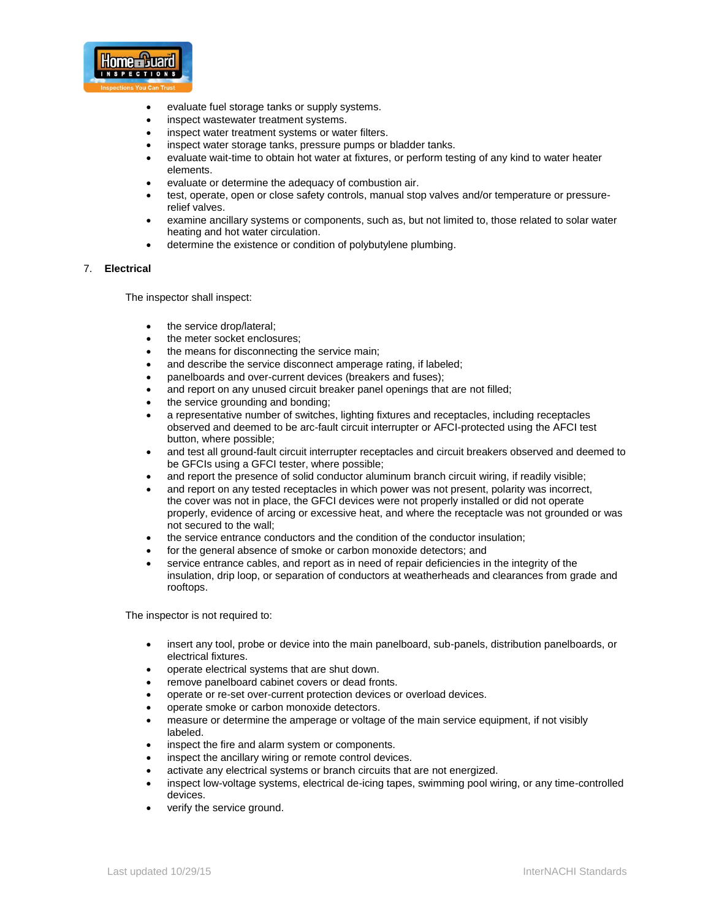- evaluate fuel storage tanks or supply systems.
- inspect wastewater treatment systems.
- inspect water treatment systems or water filters.
- inspect water storage tanks, pressure pumps or bladder tanks.
- evaluate wait-time to obtain hot water at fixtures, or perform testing of any kind to water heater elements.
- evaluate or determine the adequacy of combustion air.
- test, operate, open or close safety controls, manual stop valves and/or temperature or pressure-relief valves.
- examine ancillary systems or components, such as, but not limited to, those related to solar water heating and hot water circulation.
- determine the existence or condition of polybutylene plumbing.

7. **Electrical**

The inspector shall inspect:

- the service drop/lateral;
- the meter socket enclosures;
- the means for disconnecting the service main;
- and describe the service disconnect amperage rating, if labeled;
- panelboards and over-current devices (breakers and fuses);
- and report on any unused circuit breaker panel openings that are not filled;
- the service grounding and bonding;
- a representative number of switches, lighting fixtures and receptacles, including receptacles observed and deemed to be arc-fault circuit interrupter or AFCI-protected using the AFCI test button, where possible;
- and test all ground-fault circuit interrupter receptacles and circuit breakers observed and deemed to be GFCIs using a GFCI tester, where possible;
- and report the presence of solid conductor aluminum branch circuit wiring, if readily visible;
- and report on any tested receptacles in which power was not present, polarity was incorrect, the cover was not in place, the GFCI devices were not properly installed or did not operate properly, evidence of arcing or excessive heat, and where the receptacle was not grounded or was not secured to the wall;
- the service entrance conductors and the condition of the conductor insulation;
- for the general absence of smoke or carbon monoxide detectors; and
- service entrance cables, and report as in need of repair deficiencies in the integrity of the insulation, drip loop, or separation of conductors at weatherheads and clearances from grade and rooftops.

The inspector is not required to:

- insert any tool, probe or device into the main panelboard, sub-panels, distribution panelboards, or electrical fixtures.
- operate electrical systems that are shut down.
- remove panelboard cabinet covers or dead fronts.
- operate or re-set over-current protection devices or overload devices.
- operate smoke or carbon monoxide detectors.
- measure or determine the amperage or voltage of the main service equipment, if not visibly labeled.
- inspect the fire and alarm system or components.
- inspect the ancillary wiring or remote control devices.
- activate any electrical systems or branch circuits that are not energized.
- inspect low-voltage systems, electrical de-icing tapes, swimming pool wiring, or any time-controlled devices.
- verify the service ground.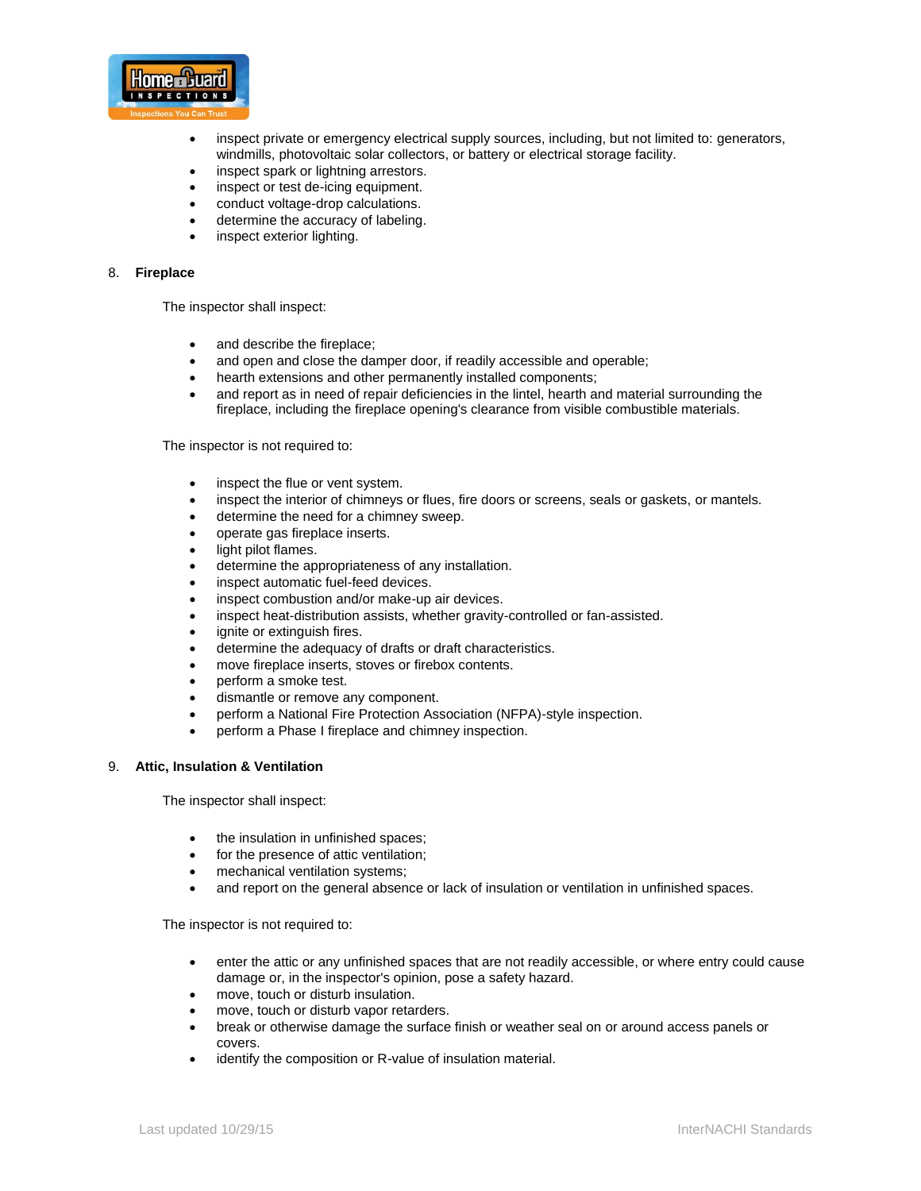- inspect private or emergency electrical supply sources, including, but not limited to: generators, windmills, photovoltaic solar collectors, or battery or electrical storage facility.
- inspect spark or lightning arrestors.
- inspect or test de-icing equipment.
- conduct voltage-drop calculations.
- determine the accuracy of labeling.
- inspect exterior lighting.

8. **Fireplace**

The inspector shall inspect:

- and describe the fireplace;
- and open and close the damper door, if readily accessible and operable;
- hearth extensions and other permanently installed components;
- and report as in need of repair deficiencies in the lintel, hearth and material surrounding the fireplace, including the fireplace opening's clearance from visible combustible materials.

The inspector is not required to:

- inspect the flue or vent system.
- inspect the interior of chimneys or flues, fire doors or screens, seals or gaskets, or mantels.
- determine the need for a chimney sweep.
- operate gas fireplace inserts.
- light pilot flames.
- determine the appropriateness of any installation.
- inspect automatic fuel-feed devices.
- inspect combustion and/or make-up air devices.
- inspect heat-distribution assists, whether gravity-controlled or fan-assisted.
- ignite or extinguish fires.
- determine the adequacy of drafts or draft characteristics.
- move fireplace inserts, stoves or firebox contents.
- perform a smoke test.
- dismantle or remove any component.
- perform a National Fire Protection Association (NFPA)-style inspection.
- perform a Phase I fireplace and chimney inspection.

9. **Attic, Insulation & Ventilation**

The inspector shall inspect:

- the insulation in unfinished spaces;
- for the presence of attic ventilation;
- mechanical ventilation systems;
- and report on the general absence or lack of insulation or ventilation in unfinished spaces.

The inspector is not required to:

- enter the attic or any unfinished spaces that are not readily accessible, or where entry could cause damage or, in the inspector's opinion, pose a safety hazard.
- move, touch or disturb insulation.
- move, touch or disturb vapor retarders.
- break or otherwise damage the surface finish or weather seal on or around access panels or covers.
- identify the composition or R-value of insulation material.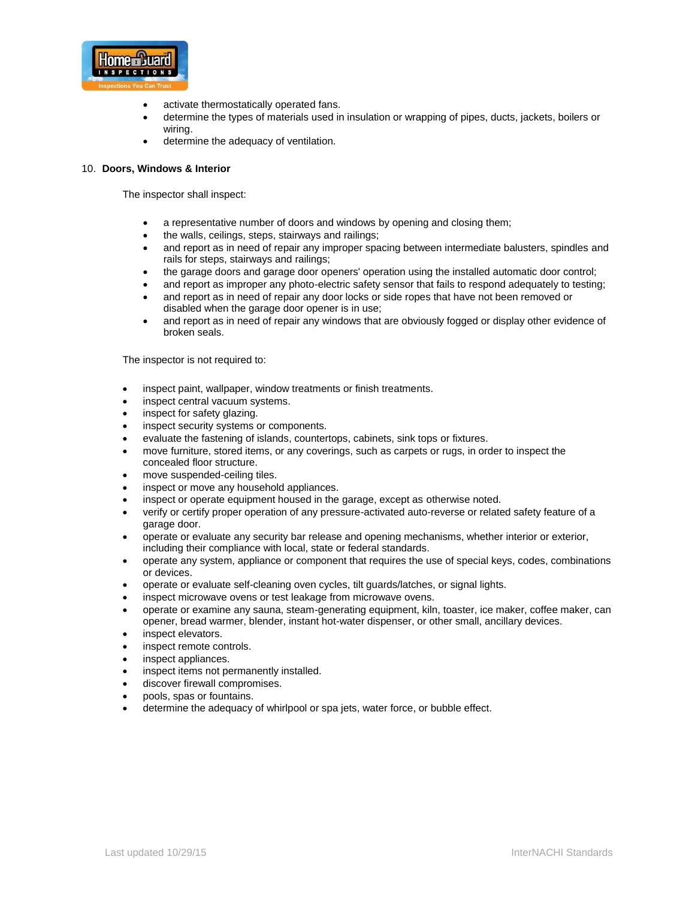- activate thermostatically operated fans.
- determine the types of materials used in insulation or wrapping of pipes, ducts, jackets, boilers or wiring.
- determine the adequacy of ventilation.

10. **Doors, Windows & Interior**

The inspector shall inspect:

- a representative number of doors and windows by opening and closing them;
- the walls, ceilings, steps, stairways and railings;
- and report as in need of repair any improper spacing between intermediate balusters, spindles and rails for steps, stairways and railings;
- the garage doors and garage door openers' operation using the installed automatic door control;
- and report as improper any photo-electric safety sensor that fails to respond adequately to testing;
- and report as in need of repair any door locks or side ropes that have not been removed or disabled when the garage door opener is in use;
- and report as in need of repair any windows that are obviously fogged or display other evidence of broken seals.

The inspector is not required to:

- inspect paint, wallpaper, window treatments or finish treatments.
- inspect central vacuum systems.
- inspect for safety glazing.
- inspect security systems or components.
- evaluate the fastening of islands, countertops, cabinets, sink tops or fixtures.
- move furniture, stored items, or any coverings, such as carpets or rugs, in order to inspect the concealed floor structure.
- move suspended-ceiling tiles.
- inspect or move any household appliances.
- inspect or operate equipment housed in the garage, except as otherwise noted.
- verify or certify proper operation of any pressure-activated auto-reverse or related safety feature of a garage door.
- operate or evaluate any security bar release and opening mechanisms, whether interior or exterior, including their compliance with local, state or federal standards.
- operate any system, appliance or component that requires the use of special keys, codes, combinations or devices.
- operate or evaluate self-cleaning oven cycles, tilt guards/latches, or signal lights.
- inspect microwave ovens or test leakage from microwave ovens.
- operate or examine any sauna, steam-generating equipment, kiln, toaster, ice maker, coffee maker, can opener, bread warmer, blender, instant hot-water dispenser, or other small, ancillary devices.
- inspect elevators.
- inspect remote controls.
- inspect appliances.
- inspect items not permanently installed.
- discover firewall compromises.
- pools, spas or fountains.
- determine the adequacy of whirlpool or spa jets, water force, or bubble effect.